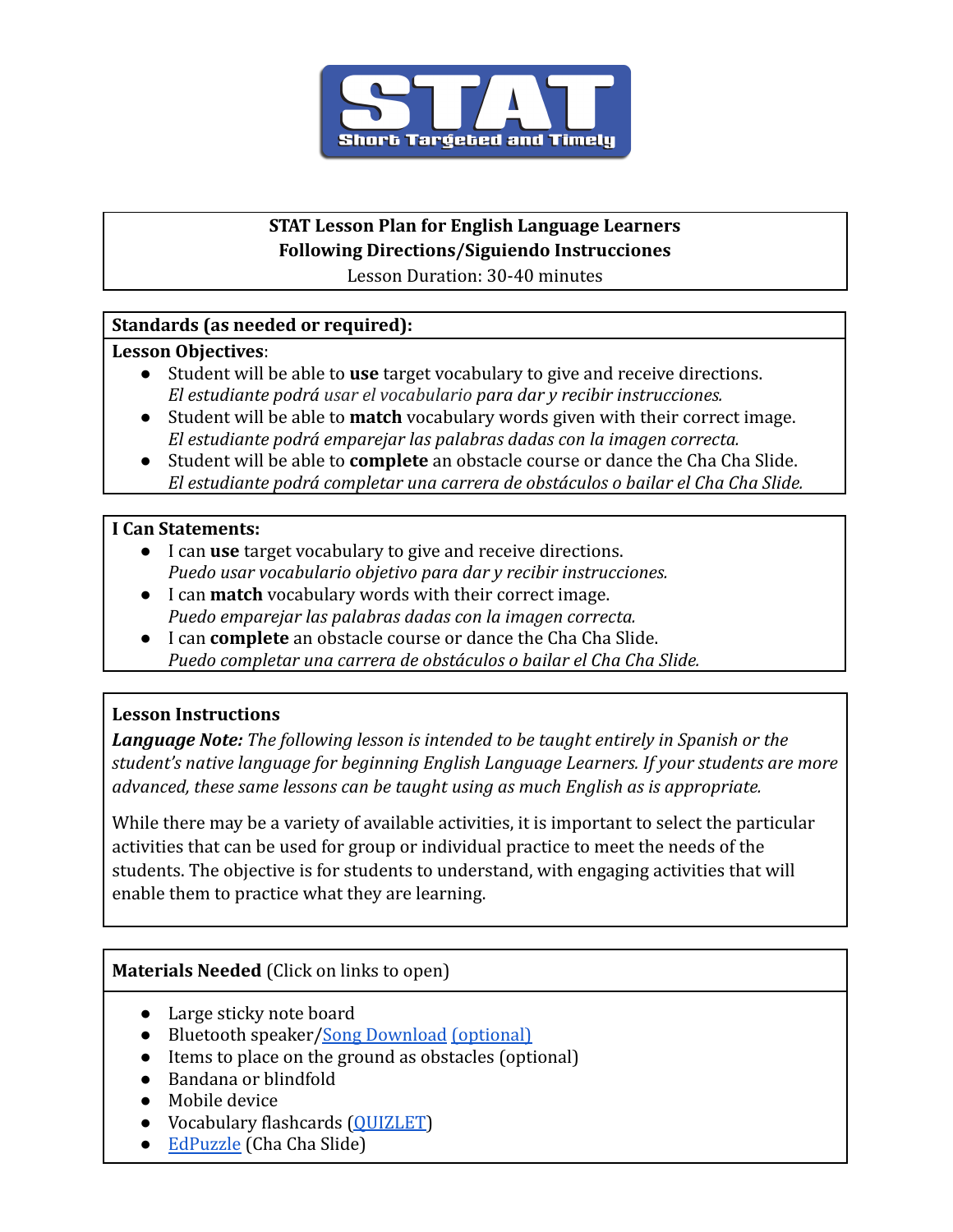STAT
Short Targeted and Timely

# STAT Lesson Plan for English Language Learners
## Following Directions/Siguiendo Instrucciones

Lesson Duration: 30-40 minutes

**Standards (as needed or required):**

**Lesson Objectives**:

- Student will be able to **use** target vocabulary to give and receive directions.
  *El estudiante podrá usar el vocabulario para dar y recibir instrucciones.*
- Student will be able to **match** vocabulary words given with their correct image.
  *El estudiante podrá emparejar las palabras dadas con la imagen correcta.*
- Student will be able to **complete** an obstacle course or dance the Cha Cha Slide.
  *El estudiante podrá completar una carrera de obstáculos o bailar el Cha Cha Slide.*

**I Can Statements:**

- I can **use** target vocabulary to give and receive directions.
  *Puedo usar vocabulario objetivo para dar y recibir instrucciones.*
- I can **match** vocabulary words with their correct image.
  *Puedo emparejar las palabras dadas con la imagen correcta.*
- I can **complete** an obstacle course or dance the Cha Cha Slide.
  *Puedo completar una carrera de obstáculos o bailar el Cha Cha Slide.*

**Lesson Instructions**

***Language Note:*** *The following lesson is intended to be taught entirely in Spanish or the student's native language for beginning English Language Learners. If your students are more advanced, these same lessons can be taught using as much English as is appropriate.*

While there may be a variety of available activities, it is important to select the particular activities that can be used for group or individual practice to meet the needs of the students. The objective is for students to understand, with engaging activities that will enable them to practice what they are learning.

**Materials Needed** (Click on links to open)

- Large sticky note board
- Bluetooth speaker/Song Download (optional)
- Items to place on the ground as obstacles (optional)
- Bandana or blindfold
- Mobile device
- Vocabulary flashcards (QUIZLET)
- EdPuzzle (Cha Cha Slide)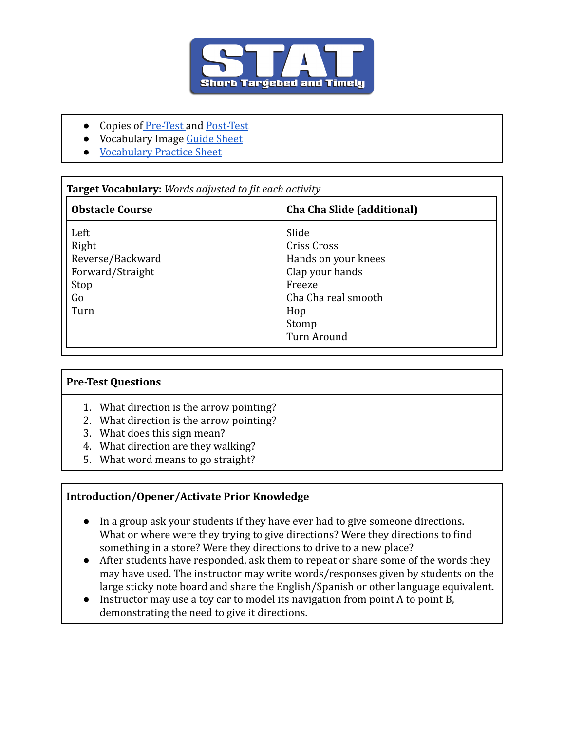# STAT

Short Targeted and Timely

- Copies of Pre-Test and Post-Test
- Vocabulary Image Guide Sheet
- Vocabulary Practice Sheet

**Target Vocabulary:** *Words adjusted to fit each activity*

| Obstacle Course | Cha Cha Slide (additional) |
| --- | --- |
| Left<br>Right<br>Reverse/Backward<br>Forward/Straight<br>Stop<br>Go<br>Turn | Slide<br>Criss Cross<br>Hands on your knees<br>Clap your hands<br>Freeze<br>Cha Cha real smooth<br>Hop<br>Stomp<br>Turn Around |

**Pre-Test Questions**

1. What direction is the arrow pointing?
2. What direction is the arrow pointing?
3. What does this sign mean?
4. What direction are they walking?
5. What word means to go straight?

**Introduction/Opener/Activate Prior Knowledge**

- In a group ask your students if they have ever had to give someone directions. What or where were they trying to give directions? Were they directions to find something in a store? Were they directions to drive to a new place?
- After students have responded, ask them to repeat or share some of the words they may have used. The instructor may write words/responses given by students on the large sticky note board and share the English/Spanish or other language equivalent.
- Instructor may use a toy car to model its navigation from point A to point B, demonstrating the need to give it directions.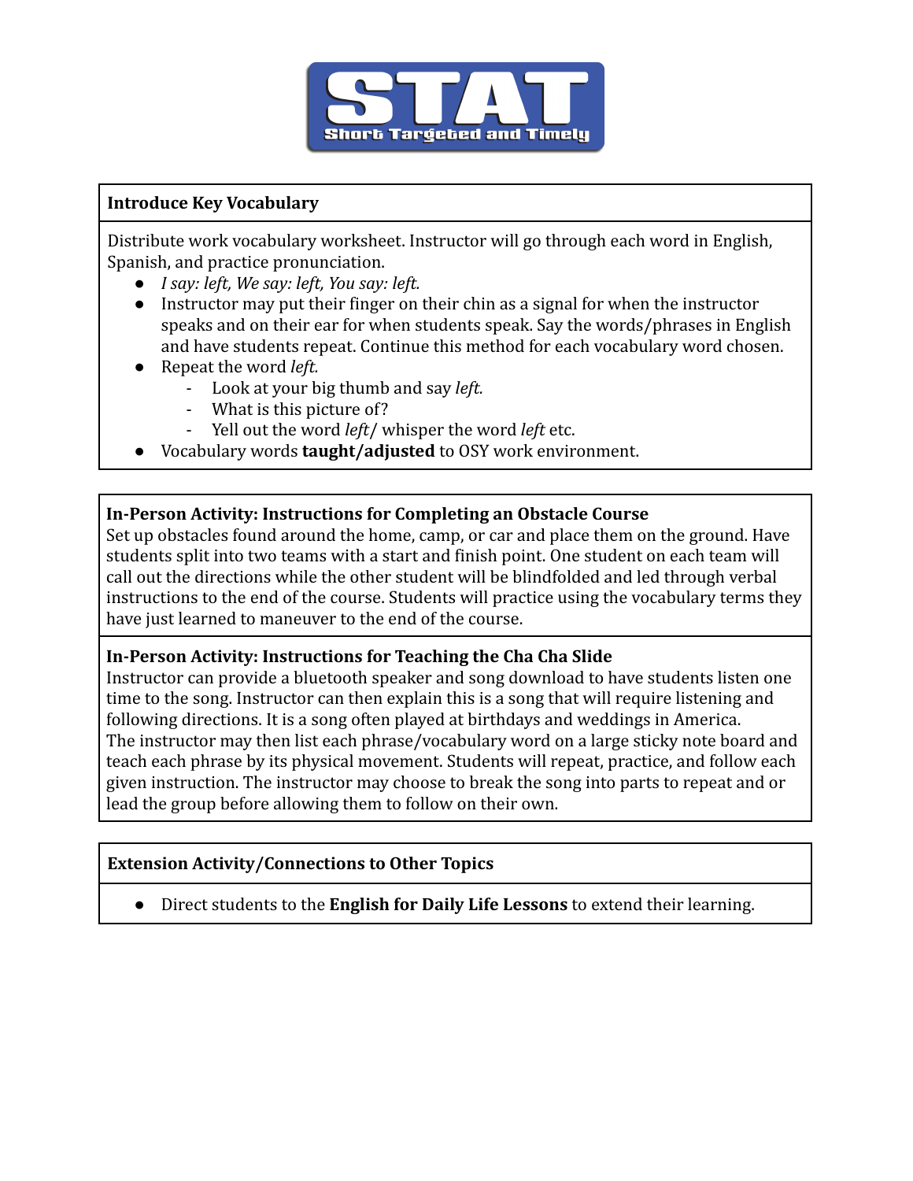**STAT**

**Short Targeted and Timely**

### Introduce Key Vocabulary

Distribute work vocabulary worksheet. Instructor will go through each word in English, Spanish, and practice pronunciation.

- *I say: left, We say: left, You say: left.*
- Instructor may put their finger on their chin as a signal for when the instructor speaks and on their ear for when students speak. Say the words/phrases in English and have students repeat. Continue this method for each vocabulary word chosen.
- Repeat the word *left.*
    - Look at your big thumb and say *left.*
    - What is this picture of?
    - Yell out the word *left*/ whisper the word *left* etc.
- Vocabulary words **taught/adjusted** to OSY work environment.

### In-Person Activity: Instructions for Completing an Obstacle Course

Set up obstacles found around the home, camp, or car and place them on the ground. Have students split into two teams with a start and finish point. One student on each team will call out the directions while the other student will be blindfolded and led through verbal instructions to the end of the course. Students will practice using the vocabulary terms they have just learned to maneuver to the end of the course.

### In-Person Activity: Instructions for Teaching the Cha Cha Slide

Instructor can provide a bluetooth speaker and song download to have students listen one time to the song. Instructor can then explain this is a song that will require listening and following directions. It is a song often played at birthdays and weddings in America.
The instructor may then list each phrase/vocabulary word on a large sticky note board and teach each phrase by its physical movement. Students will repeat, practice, and follow each given instruction. The instructor may choose to break the song into parts to repeat and or lead the group before allowing them to follow on their own.

### Extension Activity/Connections to Other Topics

- Direct students to the **English for Daily Life Lessons** to extend their learning.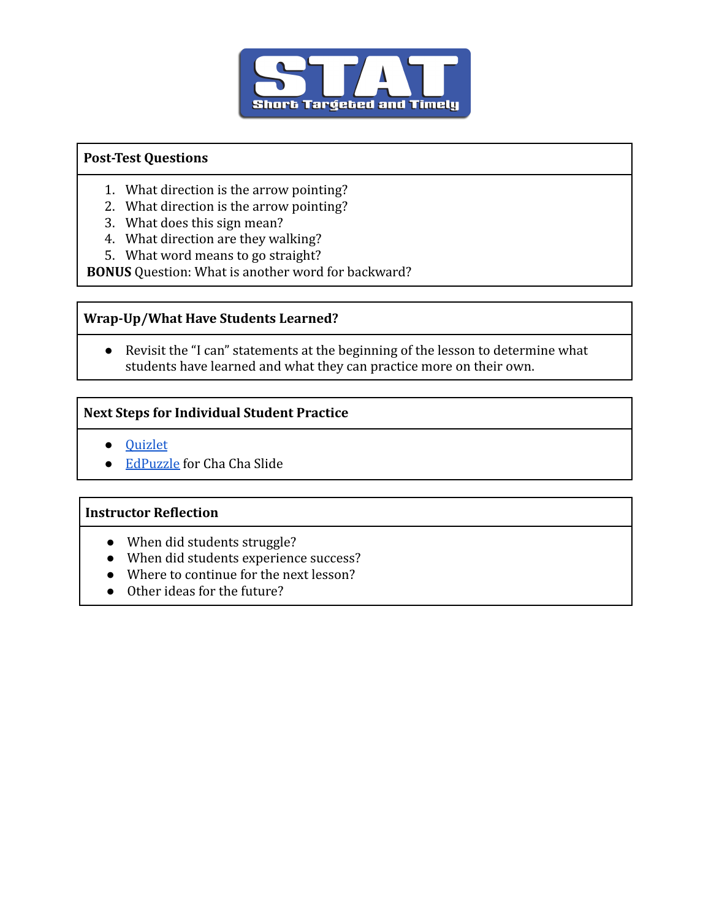# STAT

Short Targeted and Timely

## Post-Test Questions

1. What direction is the arrow pointing?
2. What direction is the arrow pointing?
3. What does this sign mean?
4. What direction are they walking?
5. What word means to go straight?

**BONUS** Question: What is another word for backward?

## Wrap-Up/What Have Students Learned?

- Revisit the "I can" statements at the beginning of the lesson to determine what students have learned and what they can practice more on their own.

## Next Steps for Individual Student Practice

- Quizlet
- EdPuzzle for Cha Cha Slide

## Instructor Reflection

- When did students struggle?
- When did students experience success?
- Where to continue for the next lesson?
- Other ideas for the future?